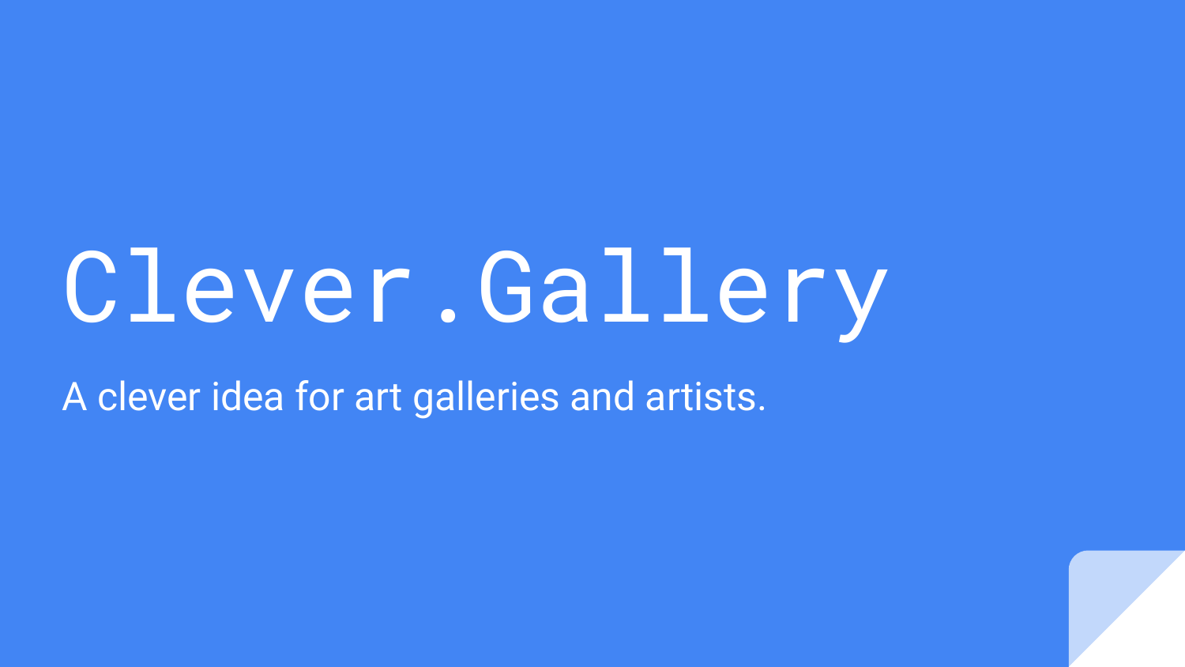# Clever.Gallery

A clever idea for art galleries and artists.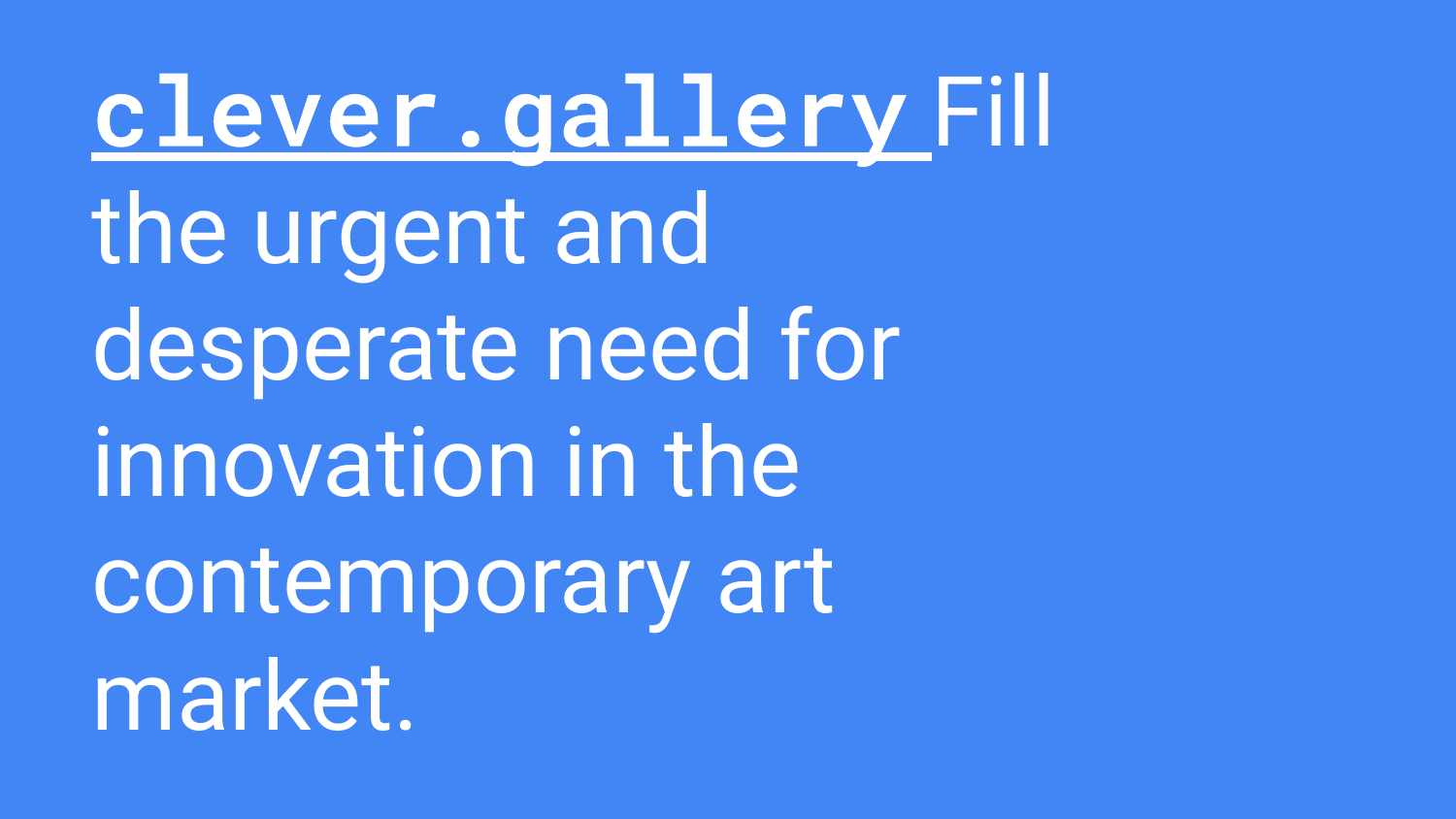**[clever.gallery](clever.gallery)** Fill the urgent and desperate need for innovation in the contemporary art market.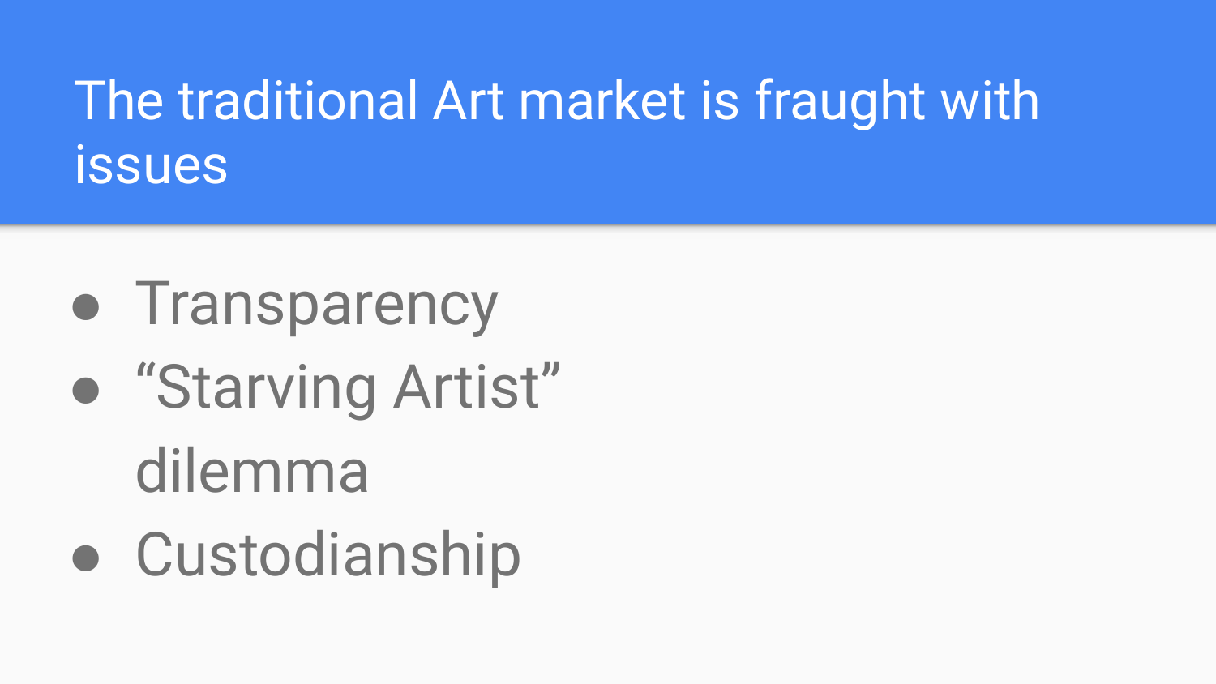# The traditional Art market is fraught with issues

- Transparency
- “Starving Artist” dilemma
- Custodianship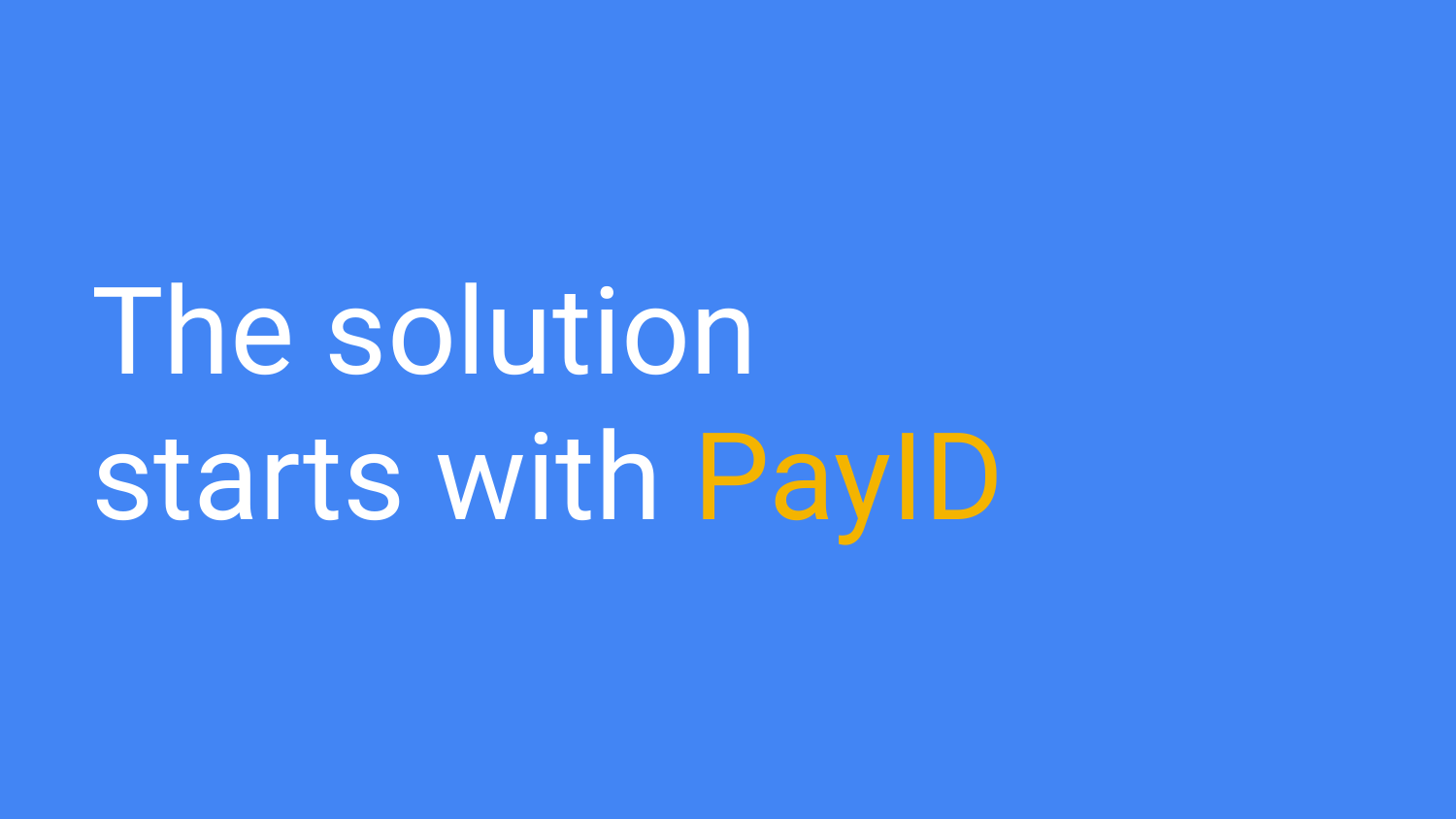# The solution starts with PayID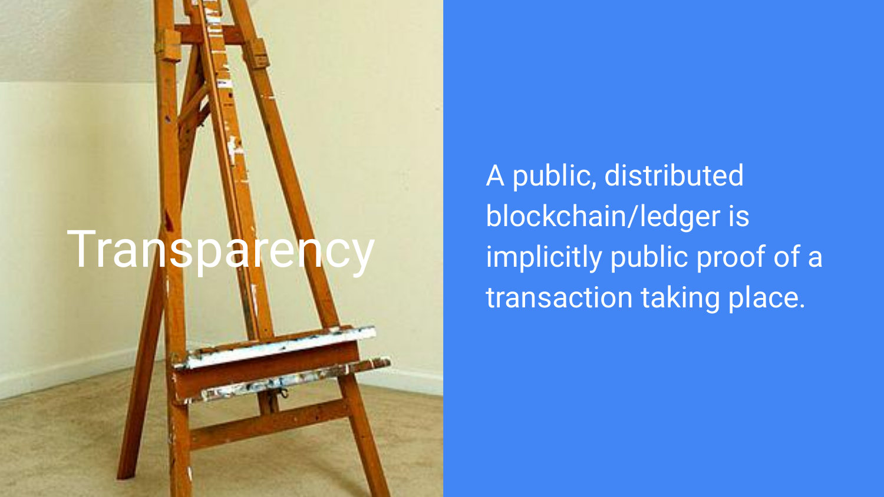# Transparency

A public, distributed blockchain/ledger is implicitly public proof of a transaction taking place.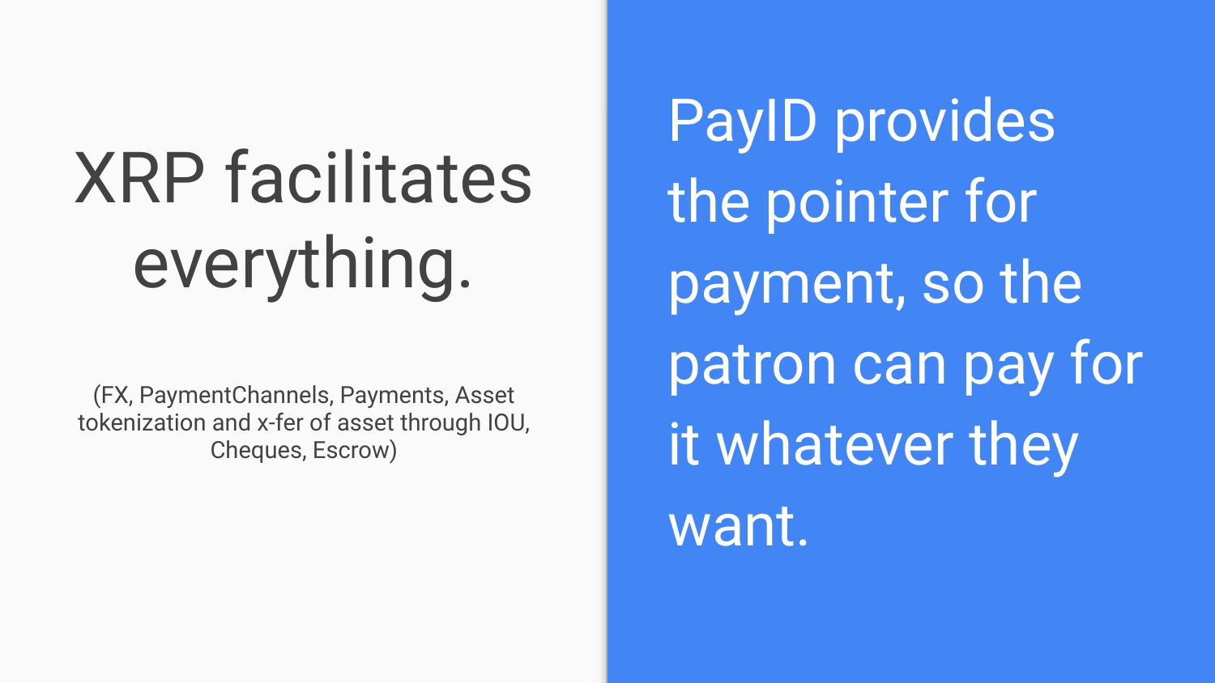# XRP facilitates everything.

(FX, PaymentChannels, Payments, Asset tokenization and x-fer of asset through IOU, Cheques, Escrow)

PayID provides the pointer for payment, so the patron can pay for it whatever they want.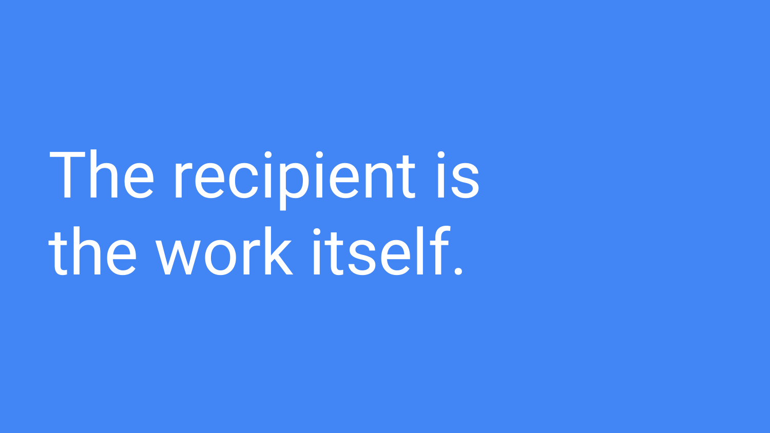The recipient is the work itself.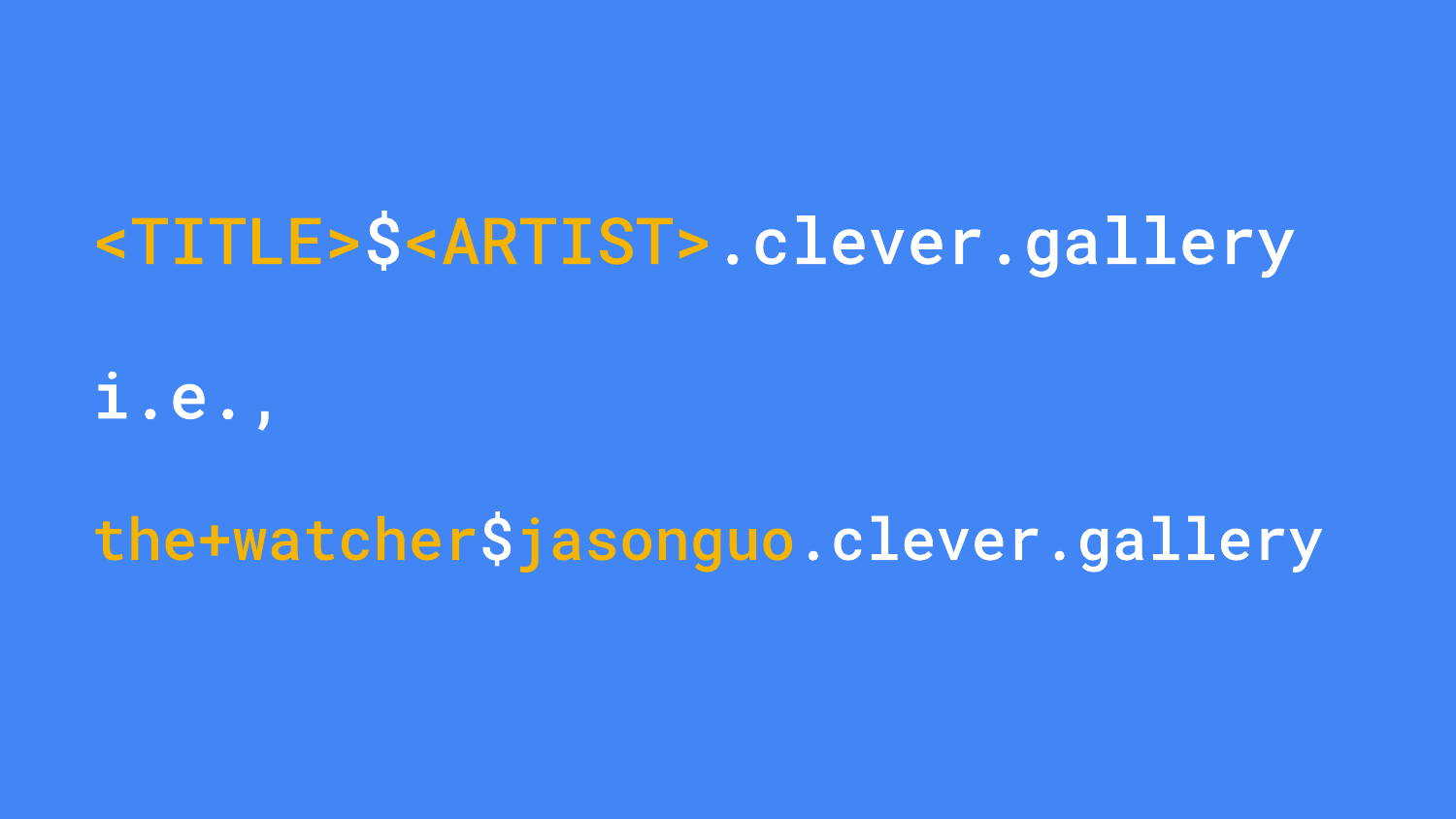```
<TITLE>$<ARTIST>.clever.gallery
```

i.e.,

```
the+watcher$jasonguo.clever.gallery
```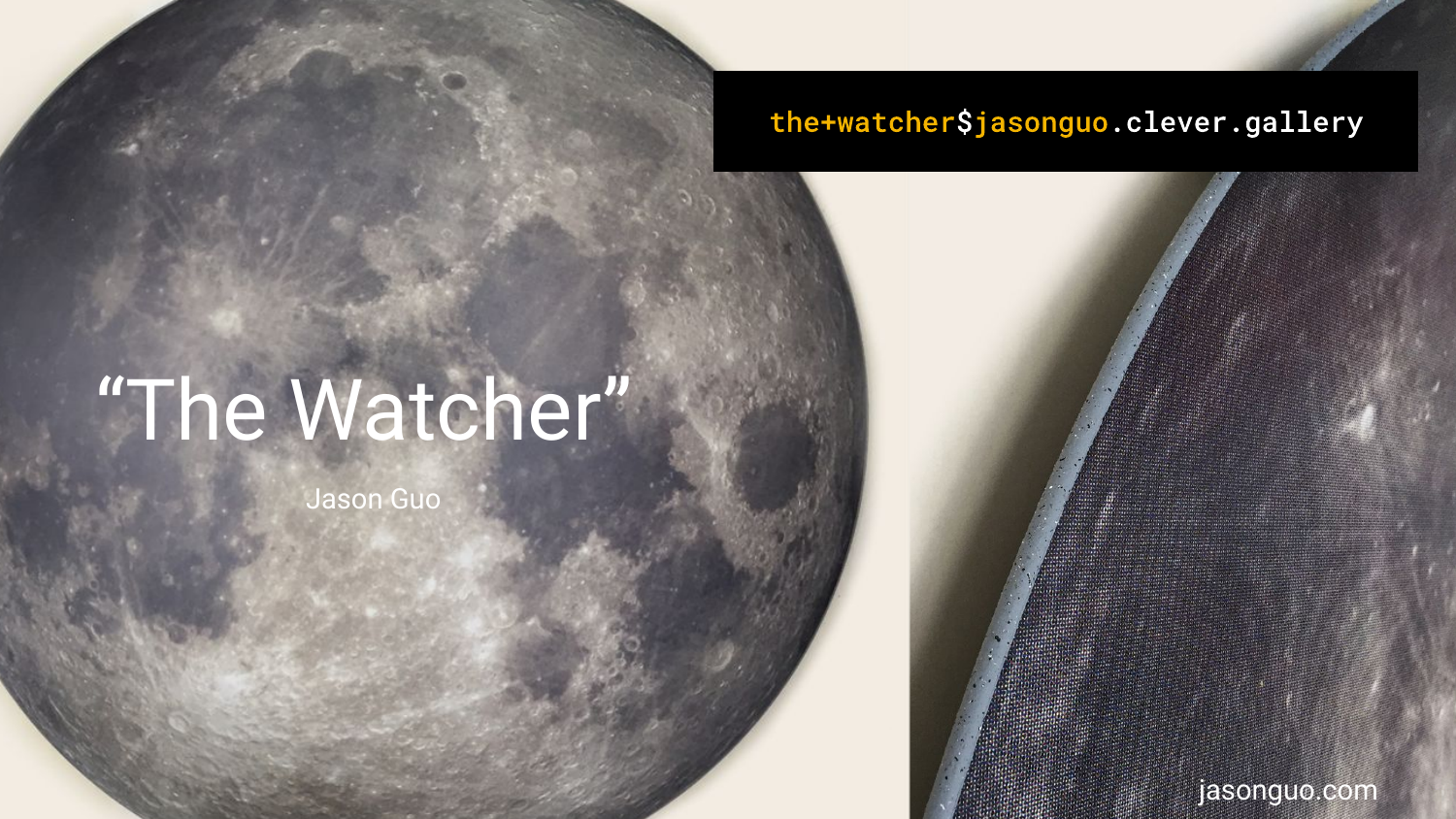# “The Watcher”

Jason Guo

```
the+watcher$jasonguo.clever.gallery
```

jasonguo.com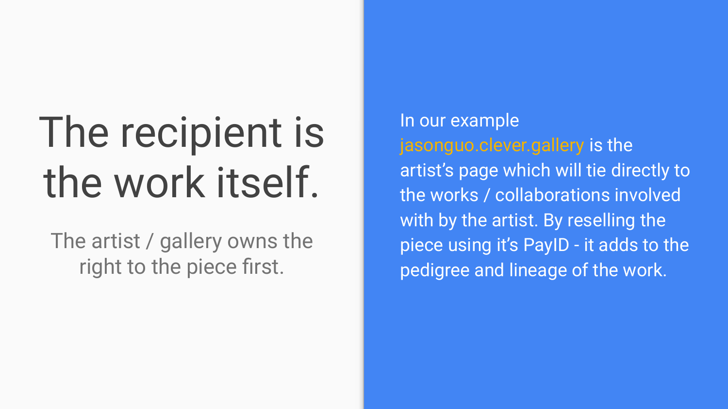# The recipient is the work itself.

The artist / gallery owns the right to the piece first.

In our example jasonguo.clever.gallery is the artist's page which will tie directly to the works / collaborations involved with by the artist. By reselling the piece using it's PayID - it adds to the pedigree and lineage of the work.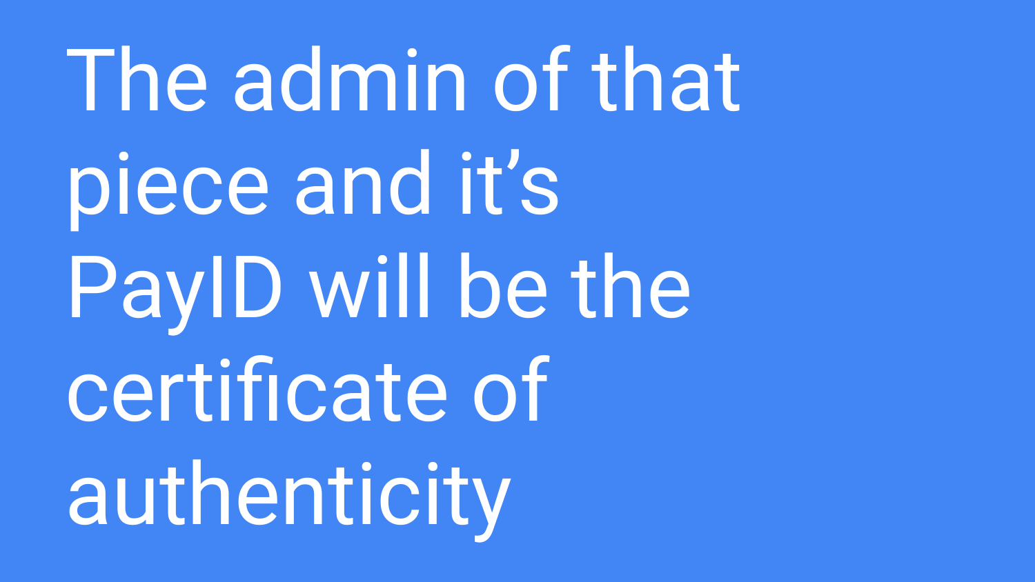The admin of that piece and it’s PayID will be the certificate of authenticity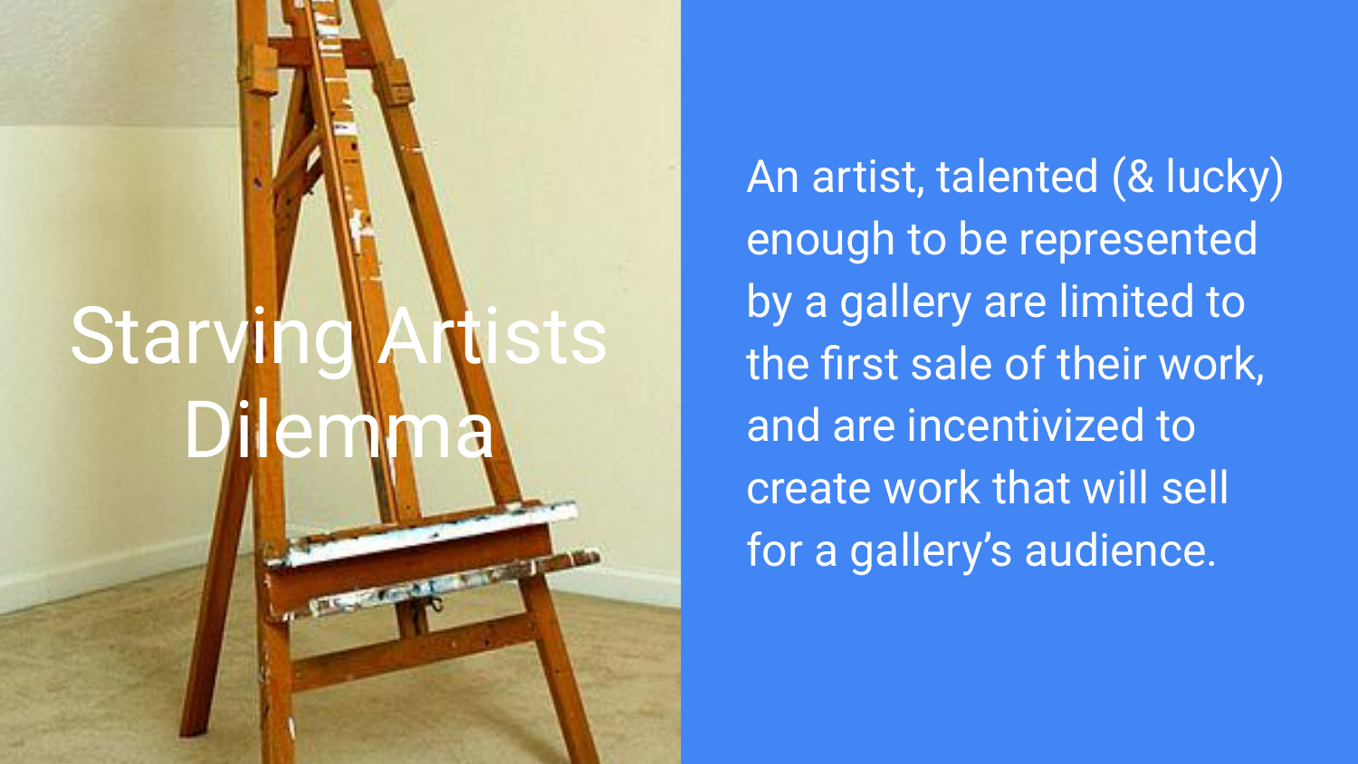# Starving Artists Dilemma

An artist, talented (& lucky) enough to be represented by a gallery are limited to the first sale of their work, and are incentivized to create work that will sell for a gallery's audience.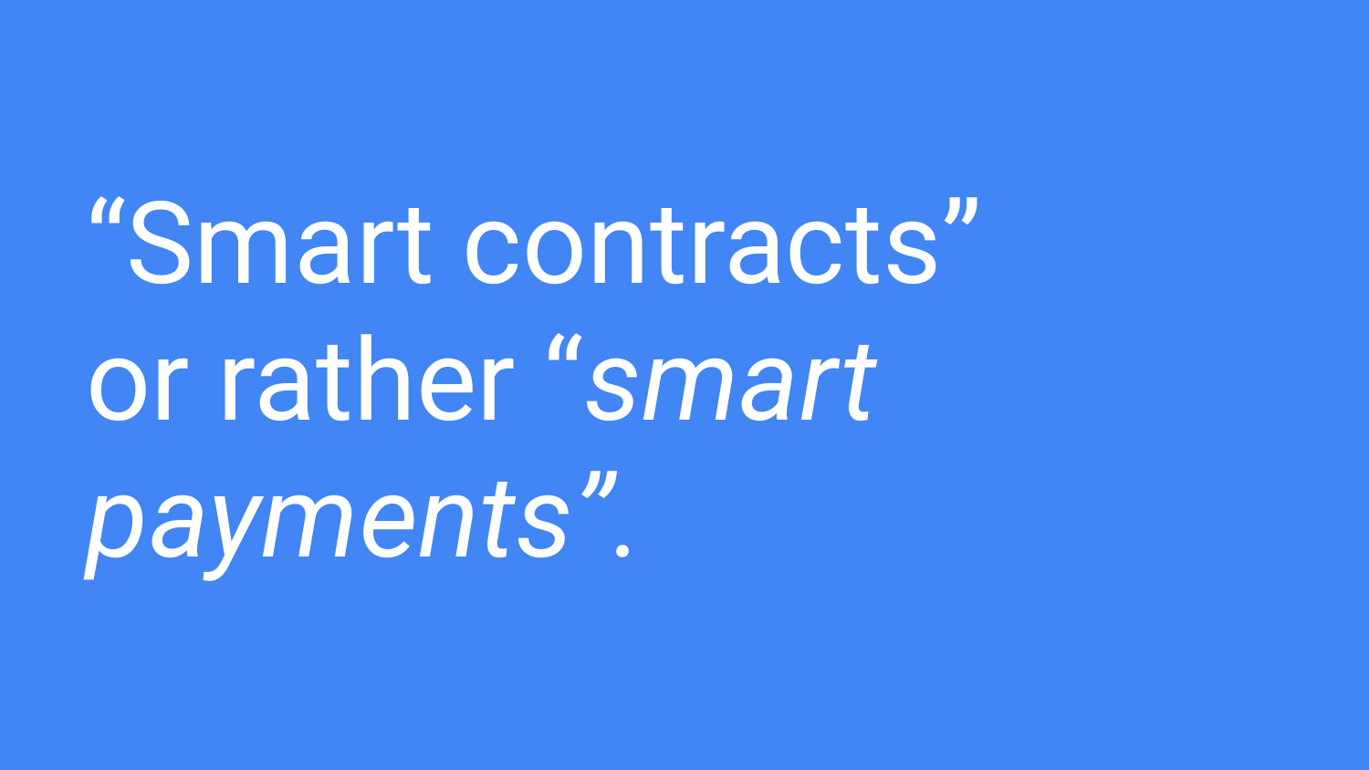“Smart contracts” or rather “*smart payments*”.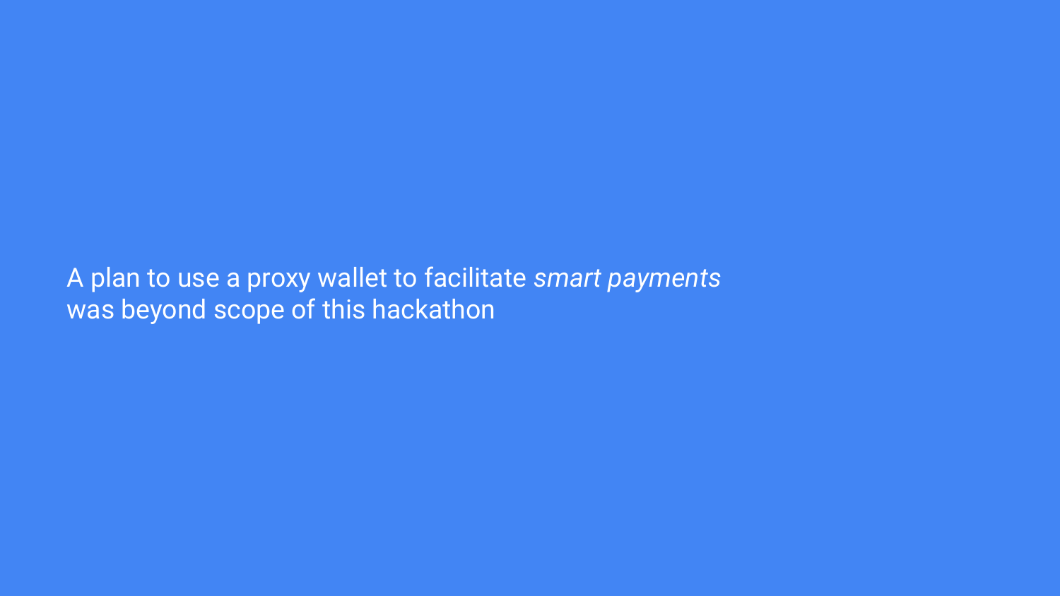A plan to use a proxy wallet to facilitate *smart payments* was beyond scope of this hackathon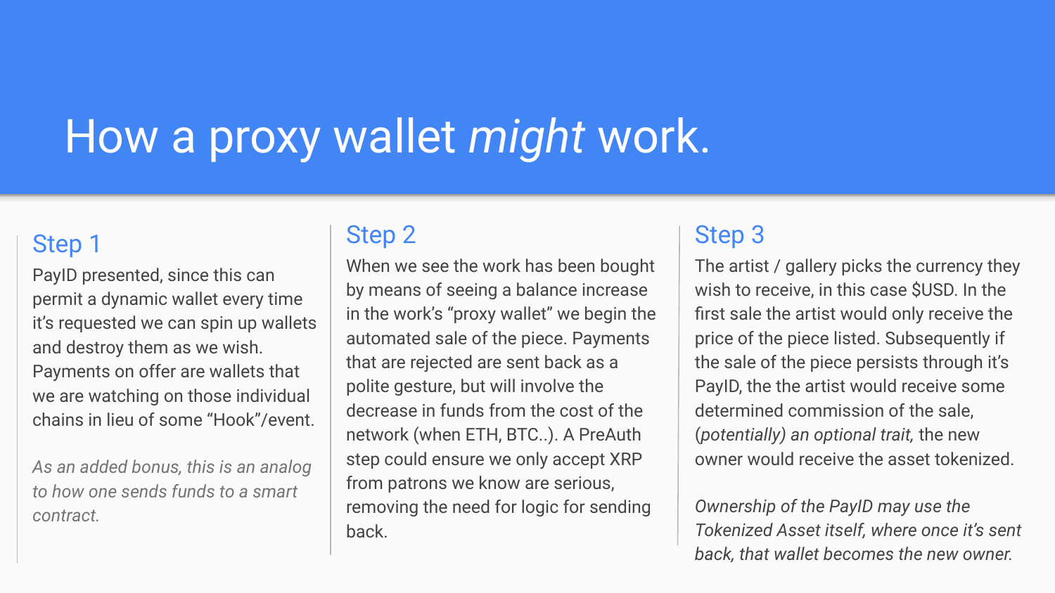# How a proxy wallet *might* work.

## Step 1

PayID presented, since this can permit a dynamic wallet every time it's requested we can spin up wallets and destroy them as we wish. Payments on offer are wallets that we are watching on those individual chains in lieu of some "Hook"/event.

*As an added bonus, this is an analog to how one sends funds to a smart contract.*

## Step 2

When we see the work has been bought by means of seeing a balance increase in the work's "proxy wallet" we begin the automated sale of the piece. Payments that are rejected are sent back as a polite gesture, but will involve the decrease in funds from the cost of the network (when ETH, BTC..). A PreAuth step could ensure we only accept XRP from patrons we know are serious, removing the need for logic for sending back.

## Step 3

The artist / gallery picks the currency they wish to receive, in this case $USD. In the first sale the artist would only receive the price of the piece listed. Subsequently if the sale of the piece persists through it's PayID, the the artist would receive some determined commission of the sale, *(potentially) an optional trait,* the new owner would receive the asset tokenized.

*Ownership of the PayID may use the Tokenized Asset itself, where once it's sent back, that wallet becomes the new owner.*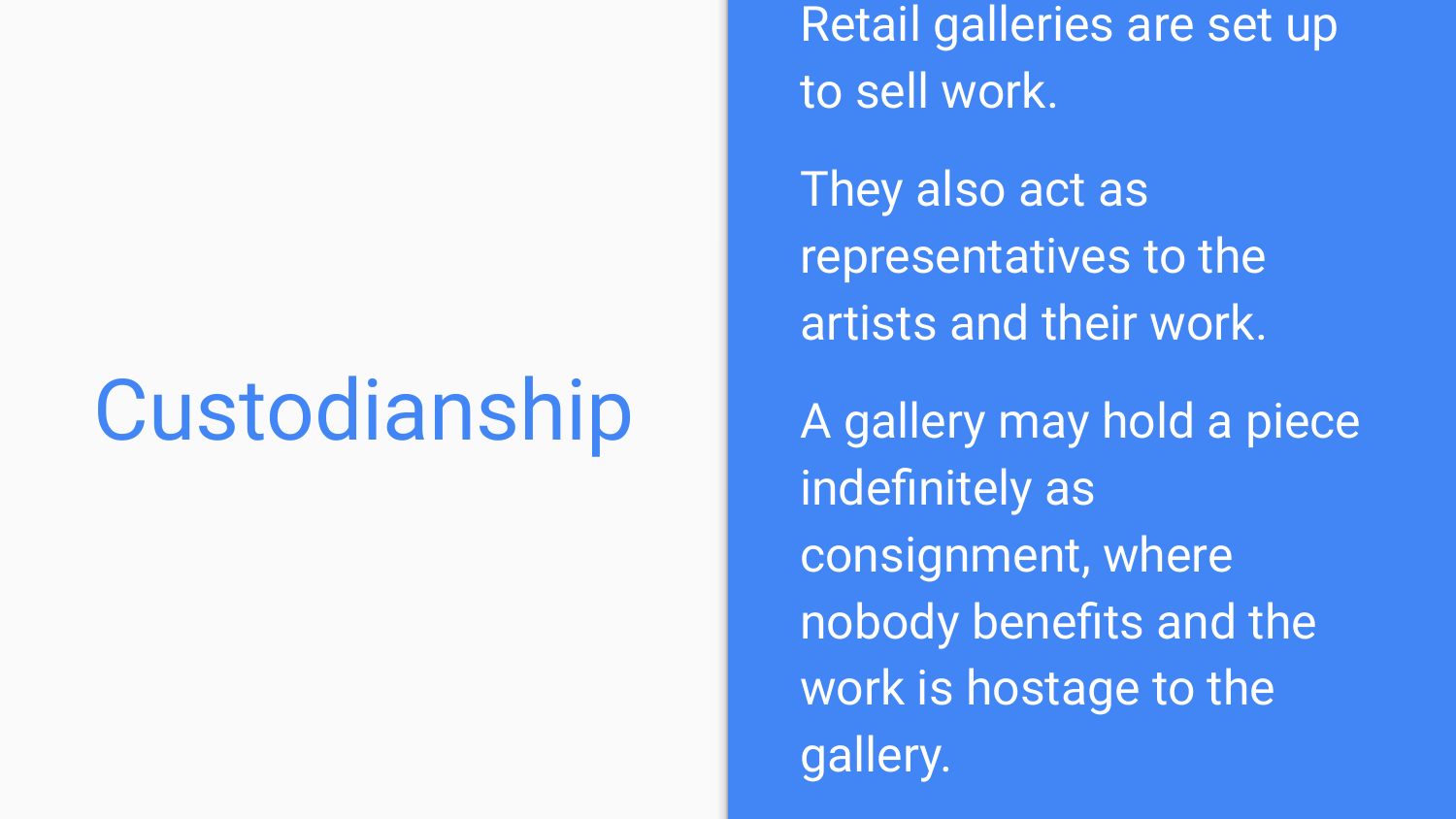# Custodianship

Retail galleries are set up to sell work.

They also act as representatives to the artists and their work.

A gallery may hold a piece indefinitely as consignment, where nobody benefits and the work is hostage to the gallery.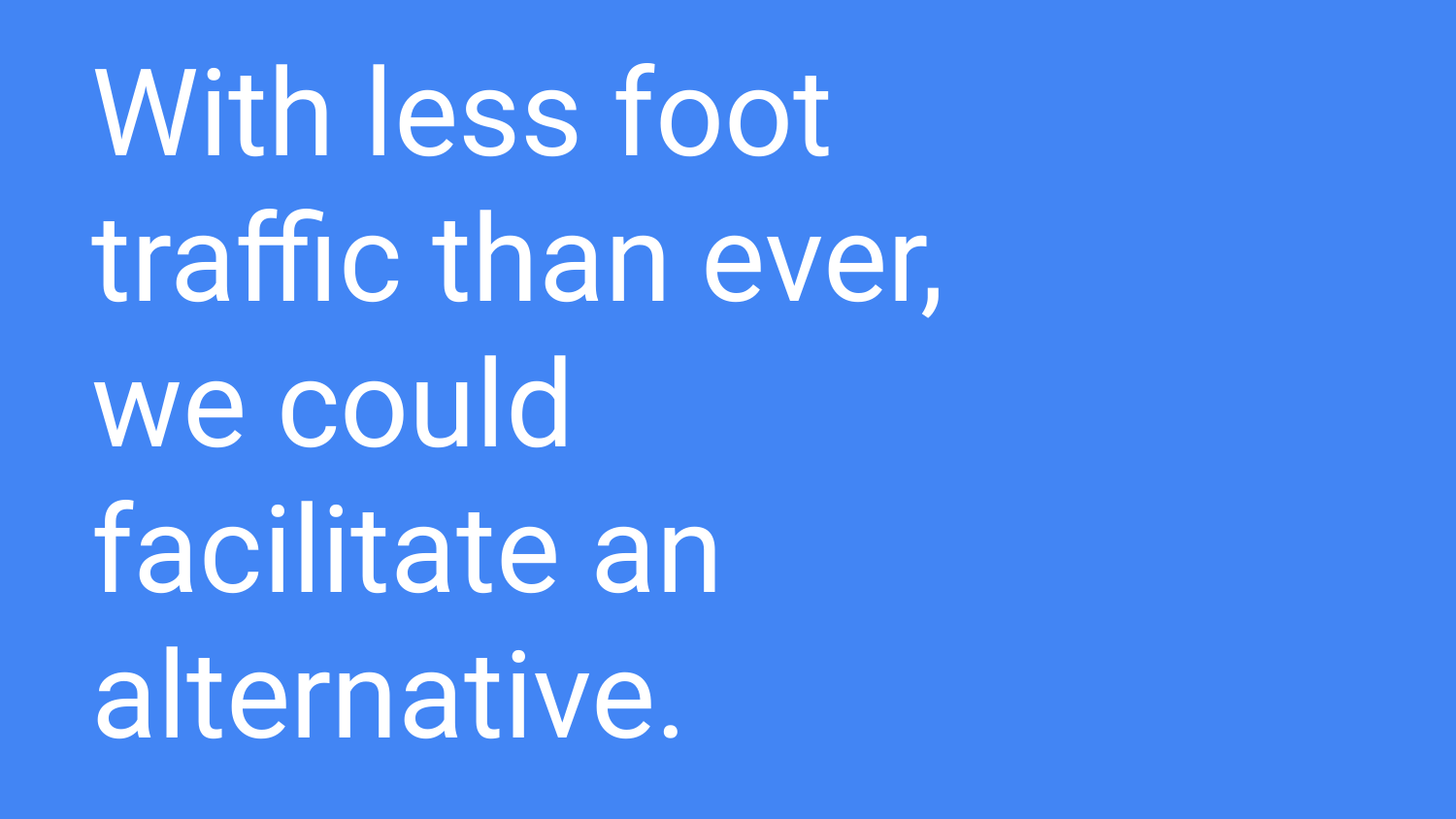With less foot traffic than ever, we could facilitate an alternative.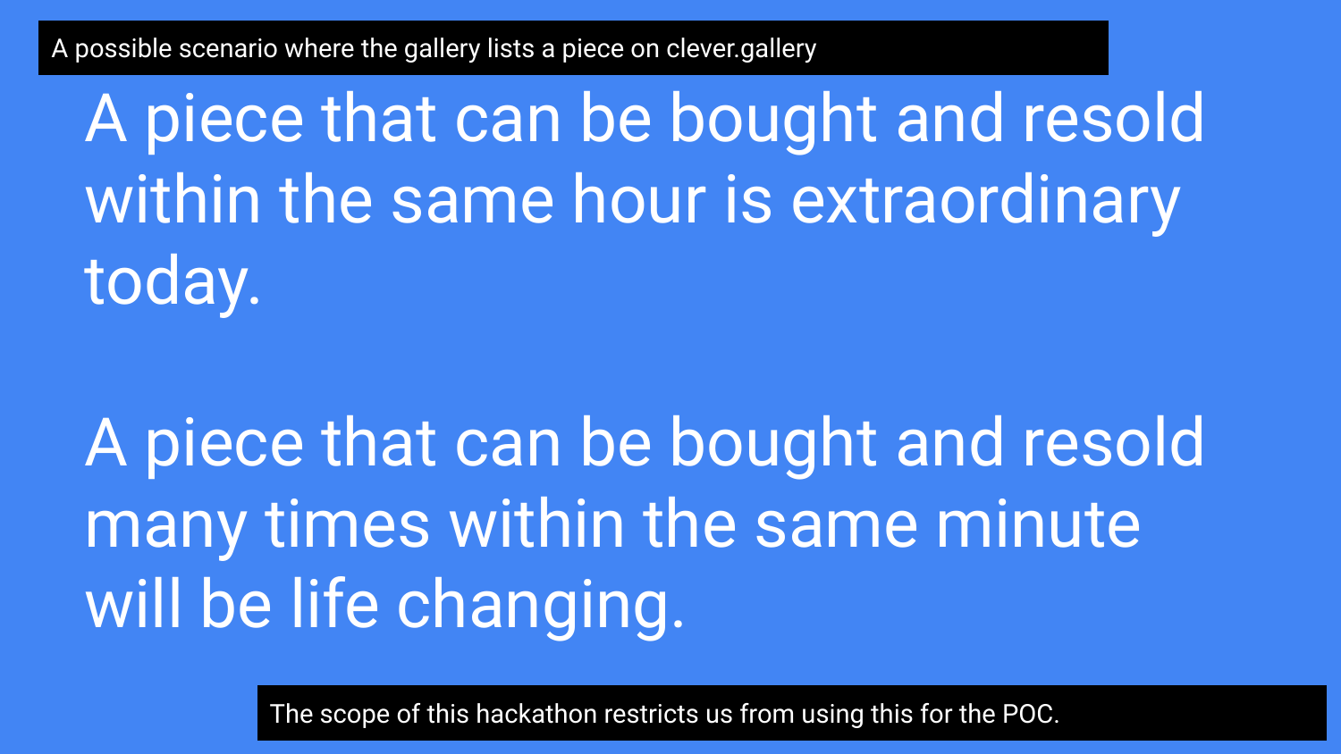A possible scenario where the gallery lists a piece on clever.gallery

A piece that can be bought and resold within the same hour is extraordinary today.

A piece that can be bought and resold many times within the same minute will be life changing.

The scope of this hackathon restricts us from using this for the POC.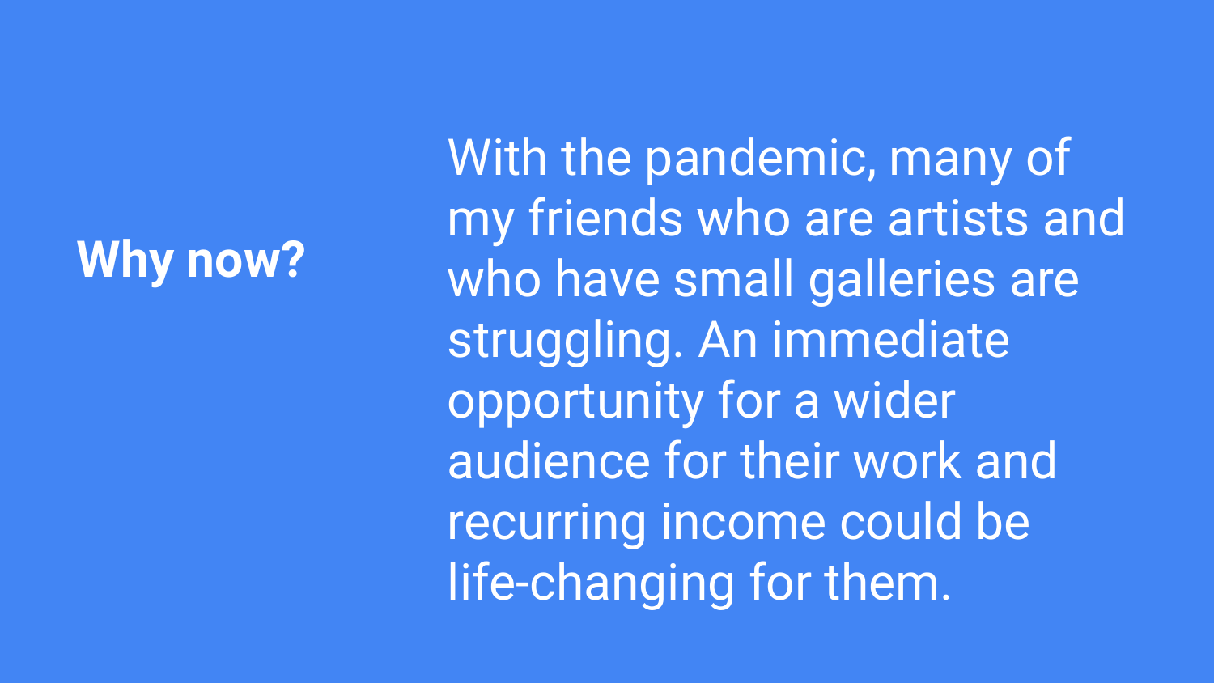## Why now?

With the pandemic, many of my friends who are artists and who have small galleries are struggling. An immediate opportunity for a wider audience for their work and recurring income could be life-changing for them.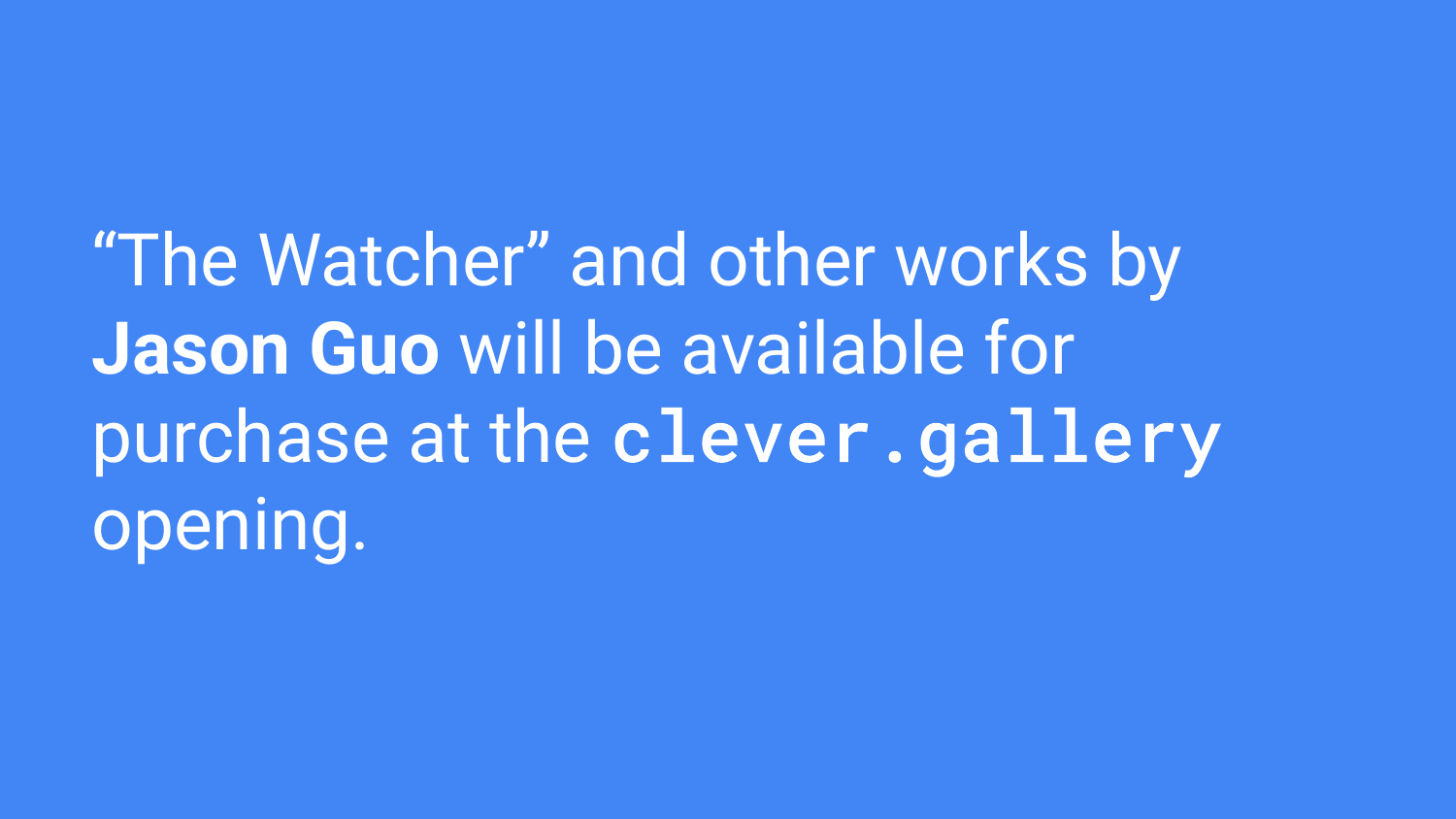“The Watcher” and other works by **Jason Guo** will be available for purchase at the `clever.gallery` opening.